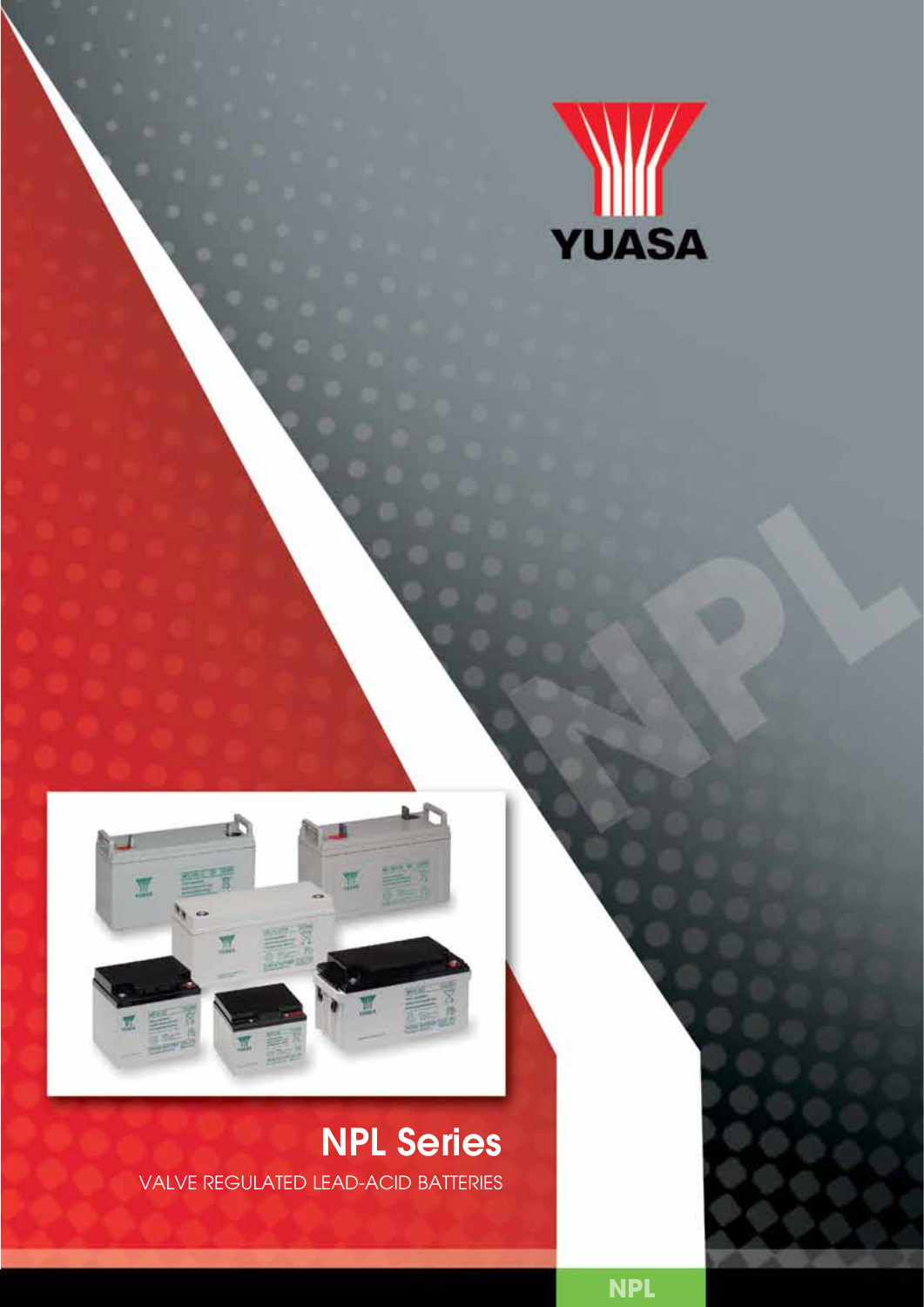YUASA

NPL

# NPL Series

VALVE REGULATED LEAD-ACID BATTERIES

NPL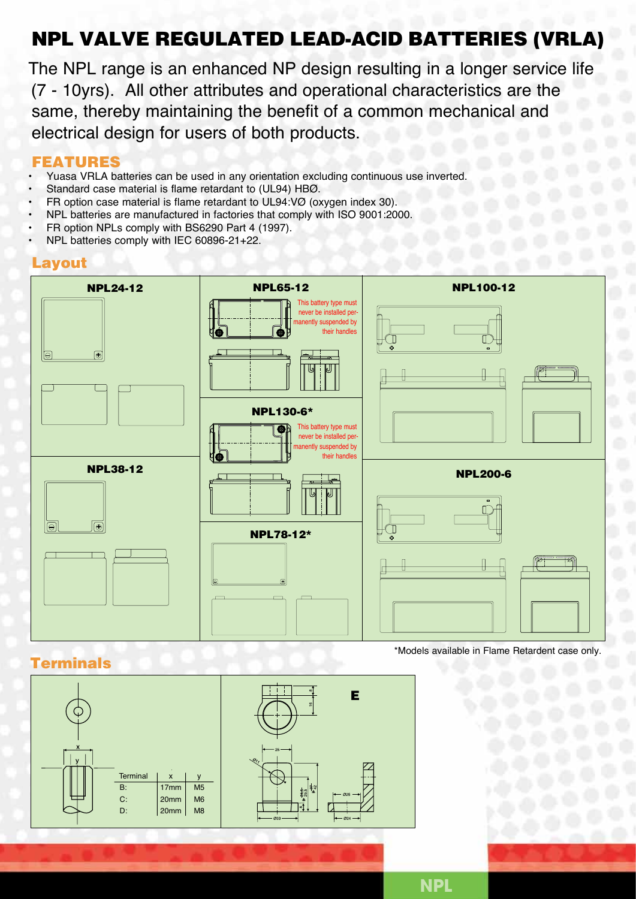# NPL VALVE REGULATED LEAD-ACID BATTERIES (VRLA)

The NPL range is an enhanced NP design resulting in a longer service life (7 - 10yrs). All other attributes and operational characteristics are the same, thereby maintaining the benefit of a common mechanical and electrical design for users of both products.

## FEATURES

- Yuasa VRLA batteries can be used in any orientation excluding continuous use inverted.
- Standard case material is flame retardant to (UL94) HBØ.
- FR option case material is flame retardant to UL94:VØ (oxygen index 30).
- NPL batteries are manufactured in factories that comply with ISO 9001:2000.
- FR option NPLs comply with BS6290 Part 4 (1997).
- NPL batteries comply with IEC 60896-21+22.

## Layout

**NPL24-12**

**NPL65-12**

This battery type must never be installed permanently suspended by their handles

**NPL100-12**

**NPL130-6***

This battery type must never be installed permanently suspended by their handles

**NPL38-12**

**NPL200-6**

**NPL78-12***

*Models available in Flame Retardent case only.

## Terminals

| Terminal | x | y |
|---|---|---|
| B: | 17mm | M5 |
| C: | 20mm | M6 |
| D: | 20mm | M8 |

**E**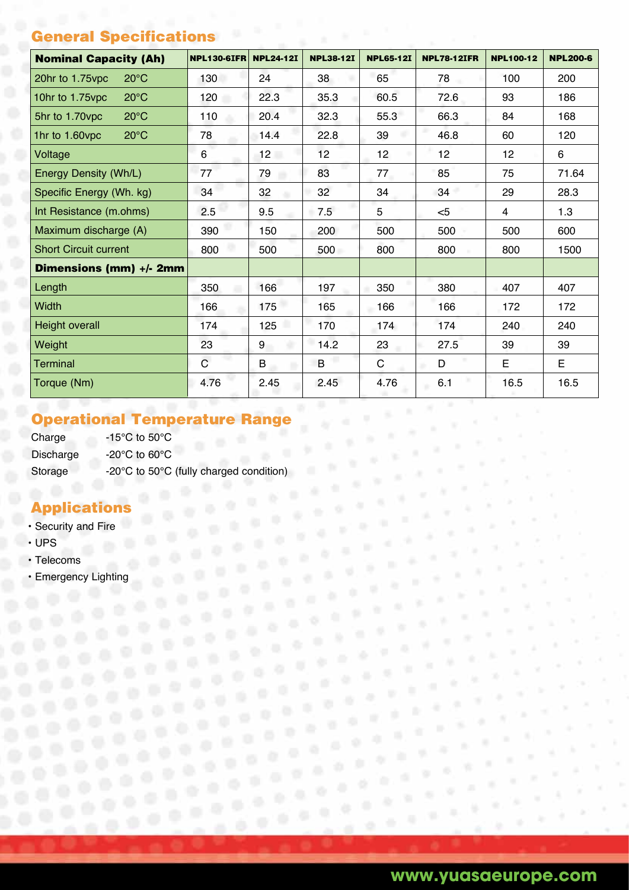## General Specifications

| Nominal Capacity (Ah) | | NPL130-6IFR | NPL24-12I | NPL38-12I | NPL65-12I | NPL78-12IFR | NPL100-12 | NPL200-6 |
|---|---|---|---|---|---|---|---|---|
| 20hr to 1.75vpc | 20°C | 130 | 24 | 38 | 65 | 78 | 100 | 200 |
| 10hr to 1.75vpc | 20°C | 120 | 22.3 | 35.3 | 60.5 | 72.6 | 93 | 186 |
| 5hr to 1.70vpc | 20°C | 110 | 20.4 | 32.3 | 55.3 | 66.3 | 84 | 168 |
| 1hr to 1.60vpc | 20°C | 78 | 14.4 | 22.8 | 39 | 46.8 | 60 | 120 |
| Voltage | | 6 | 12 | 12 | 12 | 12 | 12 | 6 |
| Energy Density (Wh/L) | | 77 | 79 | 83 | 77 | 85 | 75 | 71.64 |
| Specific Energy (Wh. kg) | | 34 | 32 | 32 | 34 | 34 | 29 | 28.3 |
| Int Resistance (m.ohms) | | 2.5 | 9.5 | 7.5 | 5 | <5 | 4 | 1.3 |
| Maximum discharge (A) | | 390 | 150 | 200 | 500 | 500 | 500 | 600 |
| Short Circuit current | | 800 | 500 | 500 | 800 | 800 | 800 | 1500 |
| **Dimensions (mm) +/- 2mm** | | | | | | | | |
| Length | | 350 | 166 | 197 | 350 | 380 | 407 | 407 |
| Width | | 166 | 175 | 165 | 166 | 166 | 172 | 172 |
| Height overall | | 174 | 125 | 170 | 174 | 174 | 240 | 240 |
| Weight | | 23 | 9 | 14.2 | 23 | 27.5 | 39 | 39 |
| Terminal | | C | B | B | C | D | E | E |
| Torque (Nm) | | 4.76 | 2.45 | 2.45 | 4.76 | 6.1 | 16.5 | 16.5 |

## Operational Temperature Range

Charge -15°C to 50°C

Discharge -20°C to 60°C

Storage -20°C to 50°C (fully charged condition)

## Applications

- Security and Fire
- UPS
- Telecoms
- Emergency Lighting

www.yuasaeurope.com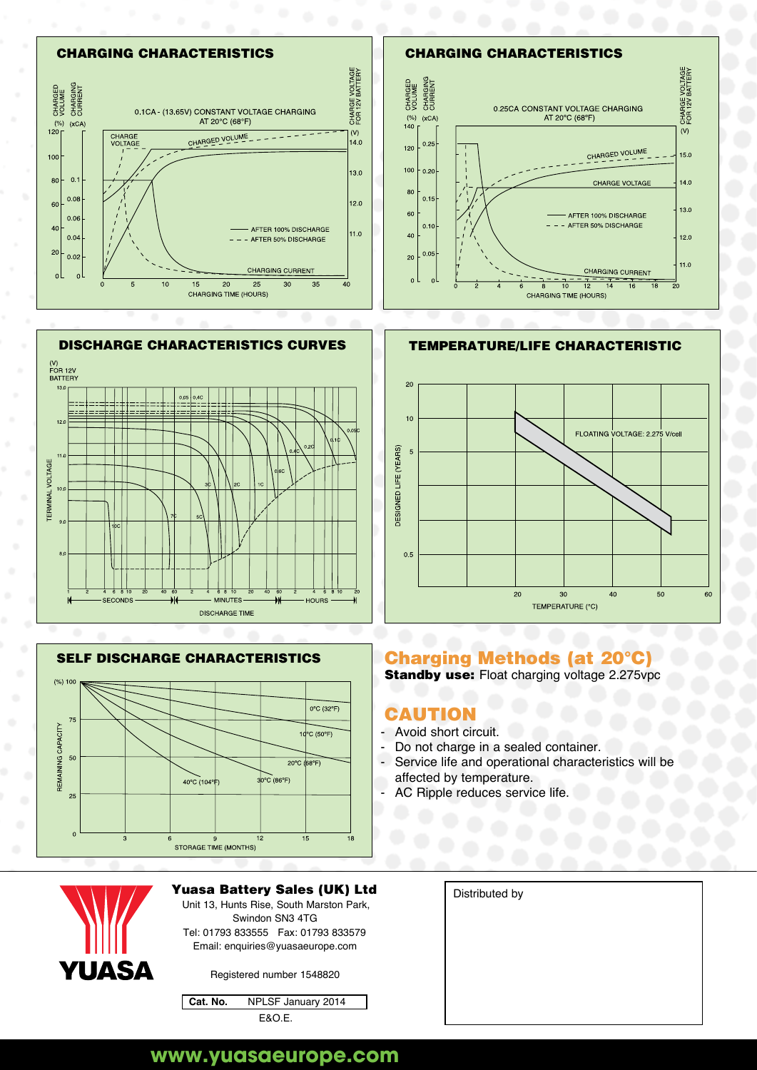## CHARGING CHARACTERISTICS

CHARGED VOLUME (%)
CHARGING CURRENT (xCA)
CHARGE VOLTAGE FOR 12V BATTERY (V)

0.1CA - (13.65V) CONSTANT VOLTAGE CHARGING
AT 20°C (68°F)

CHARGE VOLTAGE
CHARGED VOLUME
AFTER 100% DISCHARGE
AFTER 50% DISCHARGE
CHARGING CURRENT

120, 100, 80, 60, 40, 20, 0
0.1, 0.08, 0.06, 0.04, 0.02, 0
14.0, 13.0, 12.0, 11.0

0, 5, 10, 15, 20, 25, 30, 35, 40
CHARGING TIME (HOURS)

## CHARGING CHARACTERISTICS

CHARGED VOLUME (%)
CHARGING CURRENT (xCA)
CHARGE VOLTAGE FOR 12V BATTERY (V)

0.25CA CONSTANT VOLTAGE CHARGING
AT 20°C (68°F)

CHARGED VOLUME
CHARGE VOLTAGE
AFTER 100% DISCHARGE
AFTER 50% DISCHARGE
CHARGING CURRENT

140, 120, 100, 80, 60, 40, 20, 0
0.25, 0.20, 0.15, 0.10, 0.05, 0
15.0, 14.0, 13.0, 12.0, 11.0

0, 2, 4, 6, 8, 10, 12, 14, 16, 18, 20
CHARGING TIME (HOURS)

## DISCHARGE CHARACTERISTICS CURVES

(V) FOR 12V BATTERY
TERMINAL VOLTAGE

13.0, 12.0, 11.0, 10.0, 9.0, 8.0

0.05, 0.4C, 0.05C, 0.1C, 0.2C, 0.4C, 0.6C, 1C, 2C, 3C, 5C, 7C, 10C

1, 2, 4, 6, 8, 10, 20, 40, 60, 2, 4, 6, 8, 10, 20, 40, 60, 2, 4, 6, 8, 10, 20
SECONDS — MINUTES — HOURS
DISCHARGE TIME

## TEMPERATURE/LIFE CHARACTERISTIC

DESIGNED LIFE (YEARS)
20, 10, 5, 0.5

FLOATING VOLTAGE: 2.275 V/cell

20, 30, 40, 50, 60
TEMPERATURE (°C)

## SELF DISCHARGE CHARACTERISTICS

REMAINING CAPACITY
(%) 100, 75, 50, 25, 0

0°C (32°F)
10°C (50°F)
20°C (68°F)
30°C (86°F)
40°C (104°F)

3, 6, 9, 12, 15, 18
STORAGE TIME (MONTHS)

## Charging Methods (at 20°C)

**Standby use:** Float charging voltage 2.275vpc

## CAUTION

- Avoid short circuit.
- Do not charge in a sealed container.
- Service life and operational characteristics will be affected by temperature.
- AC Ripple reduces service life.

YUASA

**Yuasa Battery Sales (UK) Ltd**
Unit 13, Hunts Rise, South Marston Park,
Swindon SN3 4TG
Tel: 01793 833555 Fax: 01793 833579
Email: enquiries@yuasaeurope.com

Registered number 1548820

**Cat. No.** NPLSF January 2014
E&O.E.

Distributed by

**www.yuasaeurope.com**